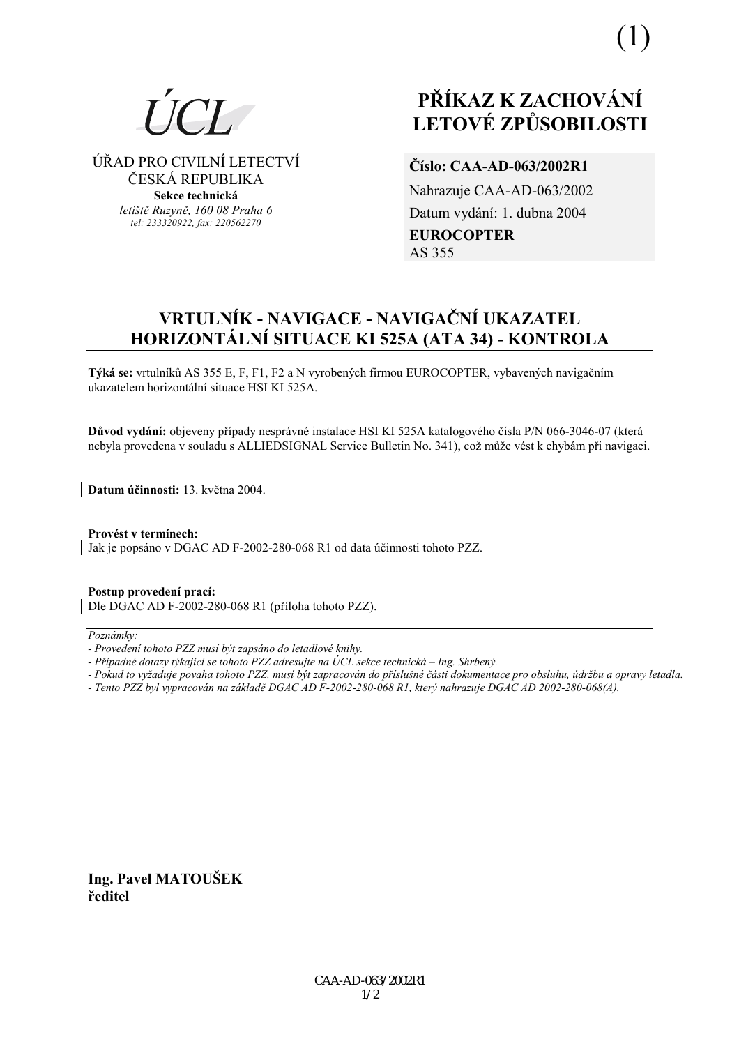(1)

ÚCL

ÚŘAD PRO CIVILNÍ LETECTVÍ
ČESKÁ REPUBLIKA
**Sekce technická**
*letiště Ruzyně, 160 08 Praha 6*
*tel: 233320922, fax: 220562270*

# PŘÍKAZ K ZACHOVÁNÍ LETOVÉ ZPŮSOBILOSTI

**Číslo: CAA-AD-063/2002R1**
Nahrazuje CAA-AD-063/2002
Datum vydání: 1. dubna 2004
**EUROCOPTER**
AS 355

## VRTULNÍK - NAVIGACE - NAVIGAČNÍ UKAZATEL HORIZONTÁLNÍ SITUACE KI 525A (ATA 34) - KONTROLA

**Týká se:** vrtulníků AS 355 E, F, F1, F2 a N vyrobených firmou EUROCOPTER, vybavených navigačním ukazatelem horizontální situace HSI KI 525A.

**Důvod vydání:** objeveny případy nesprávné instalace HSI KI 525A katalogového čísla P/N 066-3046-07 (která nebyla provedena v souladu s ALLIEDSIGNAL Service Bulletin No. 341), což může vést k chybám při navigaci.

**Datum účinnosti:** 13. května 2004.

**Provést v termínech:**
Jak je popsáno v DGAC AD F-2002-280-068 R1 od data účinnosti tohoto PZZ.

**Postup provedení prací:**
Dle DGAC AD F-2002-280-068 R1 (příloha tohoto PZZ).

*Poznámky:*
*- Provedení tohoto PZZ musí být zapsáno do letadlové knihy.*
*- Případné dotazy týkající se tohoto PZZ adresujte na ÚCL sekce technická – Ing. Shrbený.*
*- Pokud to vyžaduje povaha tohoto PZZ, musí být zapracován do příslušné části dokumentace pro obsluhu, údržbu a opravy letadla.*
*- Tento PZZ byl vypracován na základě DGAC AD F-2002-280-068 R1, který nahrazuje DGAC AD 2002-280-068(A).*

**Ing. Pavel MATOUŠEK**
**ředitel**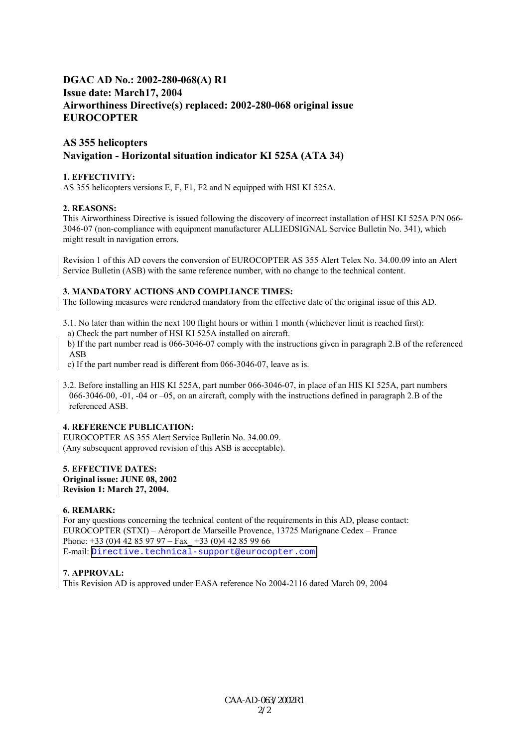**DGAC AD No.: 2002-280-068(A) R1**
**Issue date: March17, 2004**
**Airworthiness Directive(s) replaced: 2002-280-068 original issue**
**EUROCOPTER**

## AS 355 helicopters
## Navigation - Horizontal situation indicator KI 525A (ATA 34)

**1. EFFECTIVITY:**
AS 355 helicopters versions E, F, F1, F2 and N equipped with HSI KI 525A.

**2. REASONS:**
This Airworthiness Directive is issued following the discovery of incorrect installation of HSI KI 525A P/N 066-3046-07 (non-compliance with equipment manufacturer ALLIEDSIGNAL Service Bulletin No. 341), which might result in navigation errors.

Revision 1 of this AD covers the conversion of EUROCOPTER AS 355 Alert Telex No. 34.00.09 into an Alert Service Bulletin (ASB) with the same reference number, with no change to the technical content.

**3. MANDATORY ACTIONS AND COMPLIANCE TIMES:**
The following measures were rendered mandatory from the effective date of the original issue of this AD.

3.1. No later than within the next 100 flight hours or within 1 month (whichever limit is reached first):
a) Check the part number of HSI KI 525A installed on aircraft.
b) If the part number read is 066-3046-07 comply with the instructions given in paragraph 2.B of the referenced ASB
c) If the part number read is different from 066-3046-07, leave as is.

3.2. Before installing an HIS KI 525A, part number 066-3046-07, in place of an HIS KI 525A, part numbers 066-3046-00, -01, -04 or –05, on an aircraft, comply with the instructions defined in paragraph 2.B of the referenced ASB.

**4. REFERENCE PUBLICATION:**
EUROCOPTER AS 355 Alert Service Bulletin No. 34.00.09.
(Any subsequent approved revision of this ASB is acceptable).

**5. EFFECTIVE DATES:**
**Original issue: JUNE 08, 2002**
**Revision 1: March 27, 2004.**

**6. REMARK:**
For any questions concerning the technical content of the requirements in this AD, please contact:
EUROCOPTER (STXI) – Aéroport de Marseille Provence, 13725 Marignane Cedex – France
Phone: +33 (0)4 42 85 97 97 – Fax _ +33 (0)4 42 85 99 66
E-mail: Directive.technical-support@eurocopter.com

**7. APPROVAL:**
This Revision AD is approved under EASA reference No 2004-2116 dated March 09, 2004

CAA-AD-063/2002R1